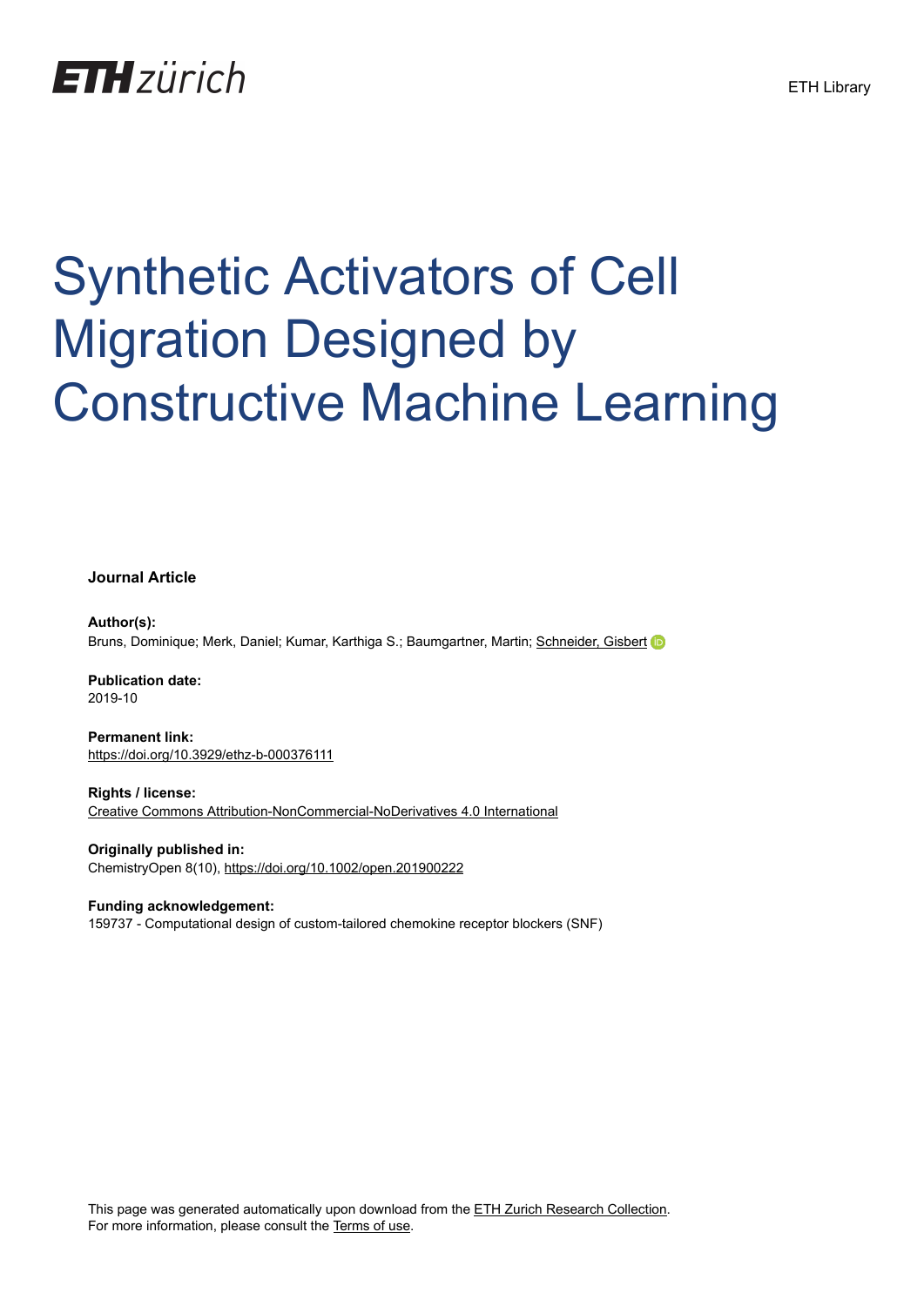ETH zürich

ETH Library

# Synthetic Activators of Cell Migration Designed by Constructive Machine Learning

**Journal Article**

**Author(s):**
Bruns, Dominique; Merk, Daniel; Kumar, Karthiga S.; Baumgartner, Martin; Schneider, Gisbert

**Publication date:**
2019-10

**Permanent link:**
https://doi.org/10.3929/ethz-b-000376111

**Rights / license:**
Creative Commons Attribution-NonCommercial-NoDerivatives 4.0 International

**Originally published in:**
ChemistryOpen 8(10), https://doi.org/10.1002/open.201900222

**Funding acknowledgement:**
159737 - Computational design of custom-tailored chemokine receptor blockers (SNF)

This page was generated automatically upon download from the ETH Zurich Research Collection.
For more information, please consult the Terms of use.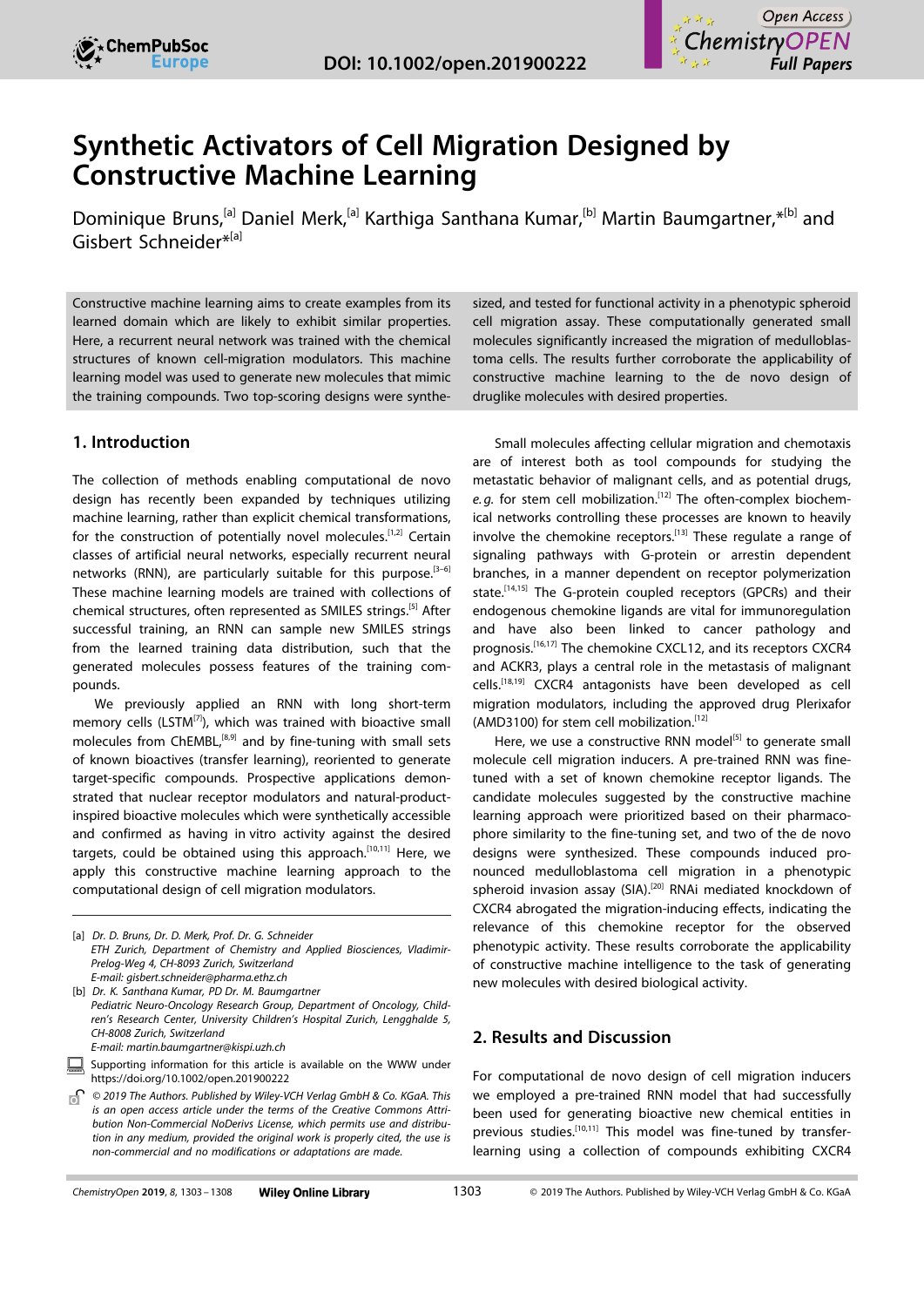# Synthetic Activators of Cell Migration Designed by Constructive Machine Learning

Dominique Bruns,[a] Daniel Merk,[a] Karthiga Santhana Kumar,[b] Martin Baumgartner,*[b] and Gisbert Schneider*[a]

Constructive machine learning aims to create examples from its learned domain which are likely to exhibit similar properties. Here, a recurrent neural network was trained with the chemical structures of known cell-migration modulators. This machine learning model was used to generate new molecules that mimic the training compounds. Two top-scoring designs were synthesized, and tested for functional activity in a phenotypic spheroid cell migration assay. These computationally generated small molecules significantly increased the migration of medulloblastoma cells. The results further corroborate the applicability of constructive machine learning to the de novo design of druglike molecules with desired properties.

## 1. Introduction

The collection of methods enabling computational de novo design has recently been expanded by techniques utilizing machine learning, rather than explicit chemical transformations, for the construction of potentially novel molecules.[1,2] Certain classes of artificial neural networks, especially recurrent neural networks (RNN), are particularly suitable for this purpose.[3–6] These machine learning models are trained with collections of chemical structures, often represented as SMILES strings.[5] After successful training, an RNN can sample new SMILES strings from the learned training data distribution, such that the generated molecules possess features of the training compounds.

We previously applied an RNN with long short-term memory cells (LSTM[7]), which was trained with bioactive small molecules from ChEMBL,[8,9] and by fine-tuning with small sets of known bioactives (transfer learning), reoriented to generate target-specific compounds. Prospective applications demonstrated that nuclear receptor modulators and natural-product-inspired bioactive molecules which were synthetically accessible and confirmed as having in vitro activity against the desired targets, could be obtained using this approach.[10,11] Here, we apply this constructive machine learning approach to the computational design of cell migration modulators.

Small molecules affecting cellular migration and chemotaxis are of interest both as tool compounds for studying the metastatic behavior of malignant cells, and as potential drugs, *e.g.* for stem cell mobilization.[12] The often-complex biochemical networks controlling these processes are known to heavily involve the chemokine receptors.[13] These regulate a range of signaling pathways with G-protein or arrestin dependent branches, in a manner dependent on receptor polymerization state.[14,15] The G-protein coupled receptors (GPCRs) and their endogenous chemokine ligands are vital for immunoregulation and have also been linked to cancer pathology and prognosis.[16,17] The chemokine CXCL12, and its receptors CXCR4 and ACKR3, plays a central role in the metastasis of malignant cells.[18,19] CXCR4 antagonists have been developed as cell migration modulators, including the approved drug Plerixafor (AMD3100) for stem cell mobilization.[12]

Here, we use a constructive RNN model[5] to generate small molecule cell migration inducers. A pre-trained RNN was fine-tuned with a set of known chemokine receptor ligands. The candidate molecules suggested by the constructive machine learning approach were prioritized based on their pharmacophore similarity to the fine-tuning set, and two of the de novo designs were synthesized. These compounds induced pronounced medulloblastoma cell migration in a phenotypic spheroid invasion assay (SIA).[20] RNAi mediated knockdown of CXCR4 abrogated the migration-inducing effects, indicating the relevance of this chemokine receptor for the observed phenotypic activity. These results corroborate the applicability of constructive machine intelligence to the task of generating new molecules with desired biological activity.

## 2. Results and Discussion

For computational de novo design of cell migration inducers we employed a pre-trained RNN model that had successfully been used for generating bioactive new chemical entities in previous studies.[10,11] This model was fine-tuned by transfer-learning using a collection of compounds exhibiting CXCR4

[a] Dr. D. Bruns, Dr. D. Merk, Prof. Dr. G. Schneider
ETH Zurich, Department of Chemistry and Applied Biosciences, Vladimir-Prelog-Weg 4, CH-8093 Zurich, Switzerland
E-mail: gisbert.schneider@pharma.ethz.ch

[b] Dr. K. Santhana Kumar, PD Dr. M. Baumgartner
Pediatric Neuro-Oncology Research Group, Department of Oncology, Children's Research Center, University Children's Hospital Zurich, Lengghalde 5, CH-8008 Zurich, Switzerland
E-mail: martin.baumgartner@kispi.uzh.ch

Supporting information for this article is available on the WWW under https://doi.org/10.1002/open.201900222

© 2019 The Authors. Published by Wiley-VCH Verlag GmbH & Co. KGaA. This is an open access article under the terms of the Creative Commons Attribution Non-Commercial NoDerivs License, which permits use and distribution in any medium, provided the original work is properly cited, the use is non-commercial and no modifications or adaptations are made.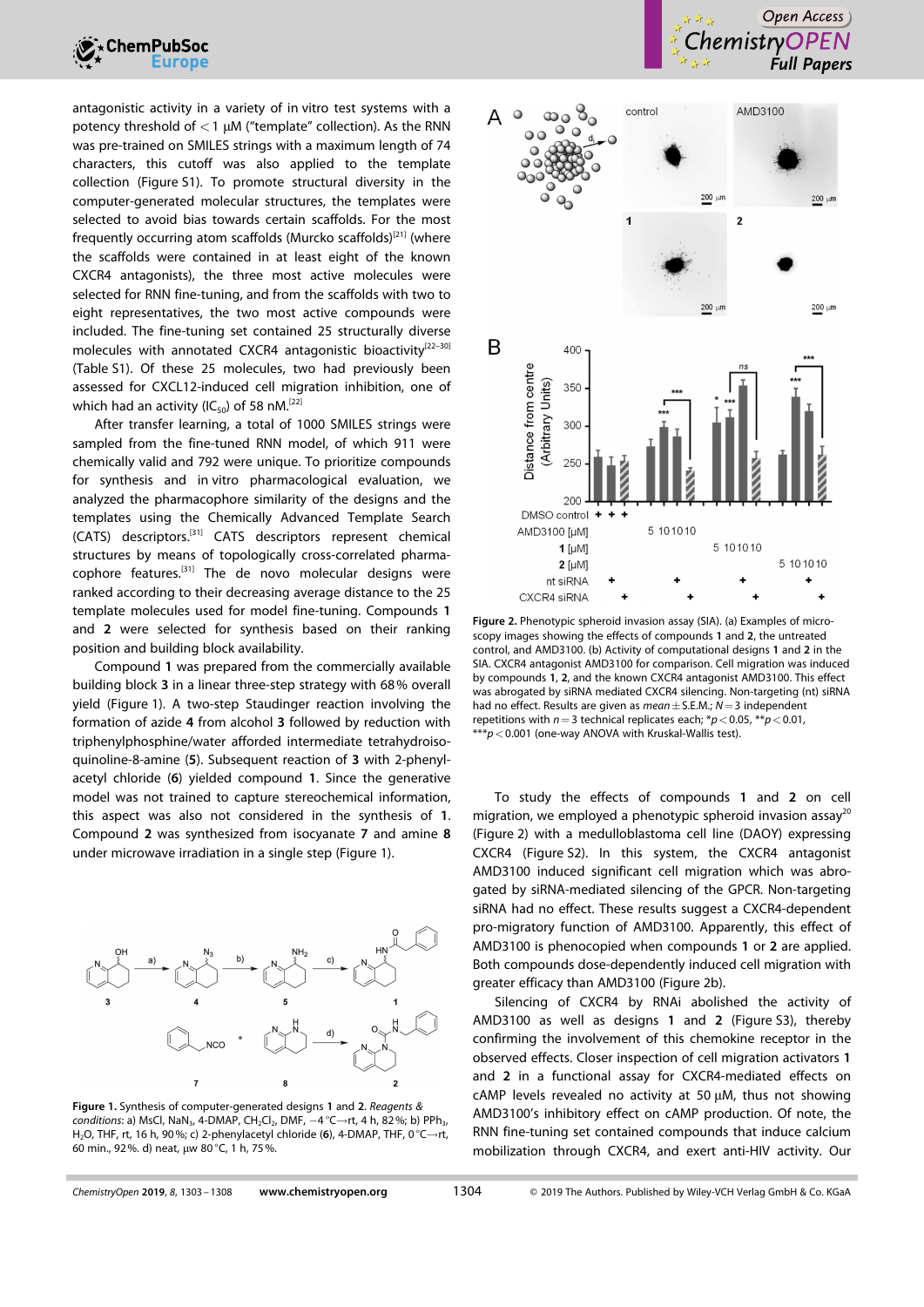antagonistic activity in a variety of in vitro test systems with a potency threshold of $<1$ µM ("template" collection). As the RNN was pre-trained on SMILES strings with a maximum length of 74 characters, this cutoff was also applied to the template collection (Figure S1). To promote structural diversity in the computer-generated molecular structures, the templates were selected to avoid bias towards certain scaffolds. For the most frequently occurring atom scaffolds (Murcko scaffolds)[21] (where the scaffolds were contained in at least eight of the known CXCR4 antagonists), the three most active molecules were selected for RNN fine-tuning, and from the scaffolds with two to eight representatives, the two most active compounds were included. The fine-tuning set contained 25 structurally diverse molecules with annotated CXCR4 antagonistic bioactivity[22–30] (Table S1). Of these 25 molecules, two had previously been assessed for CXCL12-induced cell migration inhibition, one of which had an activity ($IC_{50}$) of 58 nM.[22]

After transfer learning, a total of 1000 SMILES strings were sampled from the fine-tuned RNN model, of which 911 were chemically valid and 792 were unique. To prioritize compounds for synthesis and in vitro pharmacological evaluation, we analyzed the pharmacophore similarity of the designs and the templates using the Chemically Advanced Template Search (CATS) descriptors.[31] CATS descriptors represent chemical structures by means of topologically cross-correlated pharmacophore features.[31] The de novo molecular designs were ranked according to their decreasing average distance to the 25 template molecules used for model fine-tuning. Compounds **1** and **2** were selected for synthesis based on their ranking position and building block availability.

Compound **1** was prepared from the commercially available building block **3** in a linear three-step strategy with 68% overall yield (Figure 1). A two-step Staudinger reaction involving the formation of azide **4** from alcohol **3** followed by reduction with triphenylphosphine/water afforded intermediate tetrahydroisoquinoline-8-amine (**5**). Subsequent reaction of **3** with 2-phenylacetyl chloride (**6**) yielded compound **1**. Since the generative model was not trained to capture stereochemical information, this aspect was also not considered in the synthesis of **1**. Compound **2** was synthesized from isocyanate **7** and amine **8** under microwave irradiation in a single step (Figure 1).

**Figure 1.** Synthesis of computer-generated designs **1** and **2**. *Reagents & conditions*: a) MsCl, $NaN_3$, 4-DMAP, $CH_2Cl_2$, DMF, −4 °C→rt, 4 h, 82%; b) $PPh_3$, $H_2O$, THF, rt, 16 h, 90%; c) 2-phenylacetyl chloride (**6**), 4-DMAP, THF, 0 °C→rt, 60 min., 92%. d) neat, µw 80 °C, 1 h, 75%.

**Figure 2.** Phenotypic spheroid invasion assay (SIA). (a) Examples of microscopy images showing the effects of compounds **1** and **2**, the untreated control, and AMD3100. (b) Activity of computational designs **1** and **2** in the SIA. CXCR4 antagonist AMD3100 for comparison. Cell migration was induced by compounds **1**, **2**, and the known CXCR4 antagonist AMD3100. This effect was abrogated by siRNA mediated CXCR4 silencing. Non-targeting (nt) siRNA had no effect. Results are given as *mean* ± S.E.M.; $N=3$ independent repetitions with $n=3$ technical replicates each; $*p<0.05$, $**p<0.01$, $***p<0.001$ (one-way ANOVA with Kruskal-Wallis test).

To study the effects of compounds **1** and **2** on cell migration, we employed a phenotypic spheroid invasion assay[20] (Figure 2) with a medulloblastoma cell line (DAOY) expressing CXCR4 (Figure S2). In this system, the CXCR4 antagonist AMD3100 induced significant cell migration which was abrogated by siRNA-mediated silencing of the GPCR. Non-targeting siRNA had no effect. These results suggest a CXCR4-dependent pro-migratory function of AMD3100. Apparently, this effect of AMD3100 is phenocopied when compounds **1** or **2** are applied. Both compounds dose-dependently induced cell migration with greater efficacy than AMD3100 (Figure 2b).

Silencing of CXCR4 by RNAi abolished the activity of AMD3100 as well as designs **1** and **2** (Figure S3), thereby confirming the involvement of this chemokine receptor in the observed effects. Closer inspection of cell migration activators **1** and **2** in a functional assay for CXCR4-mediated effects on cAMP levels revealed no activity at 50 µM, thus not showing AMD3100's inhibitory effect on cAMP production. Of note, the RNN fine-tuning set contained compounds that induce calcium mobilization through CXCR4, and exert anti-HIV activity. Our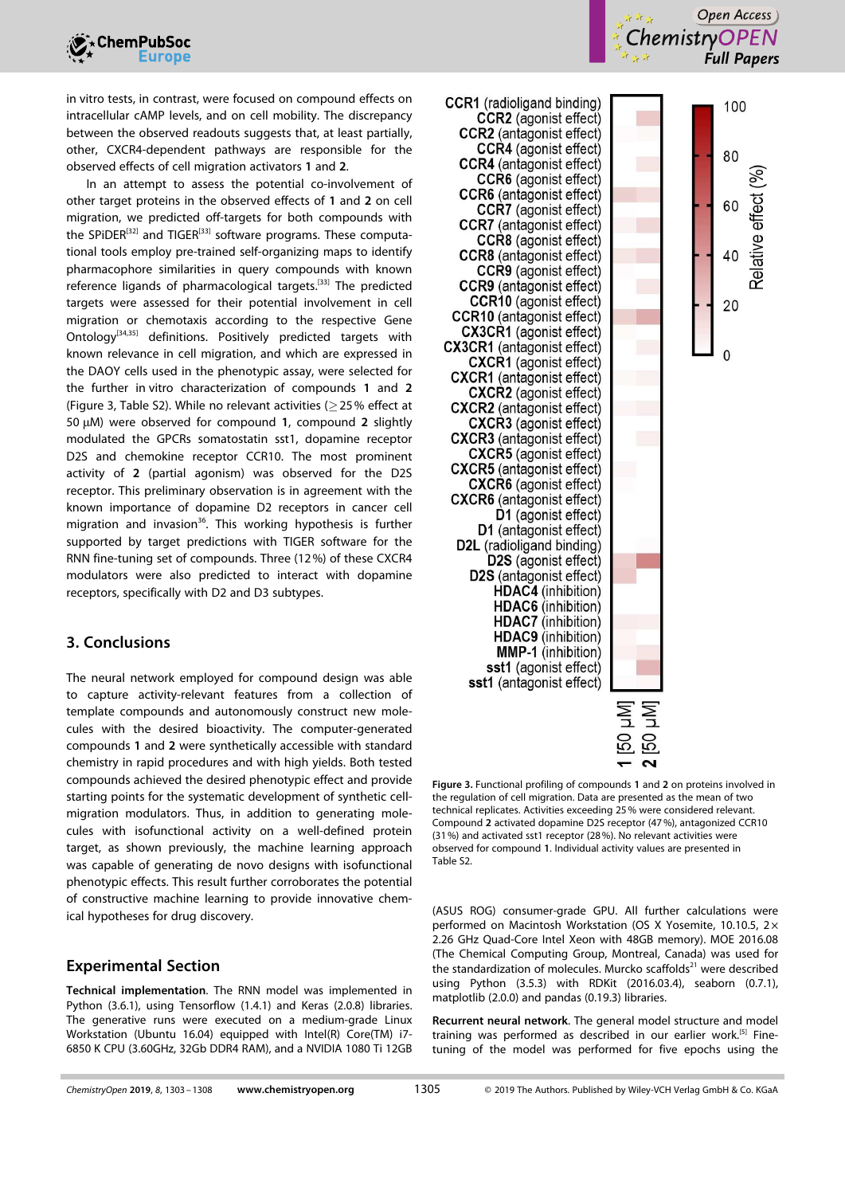in vitro tests, in contrast, were focused on compound effects on intracellular cAMP levels, and on cell mobility. The discrepancy between the observed readouts suggests that, at least partially, other, CXCR4-dependent pathways are responsible for the observed effects of cell migration activators **1** and **2**.

In an attempt to assess the potential co-involvement of other target proteins in the observed effects of **1** and **2** on cell migration, we predicted off-targets for both compounds with the SPiDER[32] and TIGER[33] software programs. These computational tools employ pre-trained self-organizing maps to identify pharmacophore similarities in query compounds with known reference ligands of pharmacological targets.[33] The predicted targets were assessed for their potential involvement in cell migration or chemotaxis according to the respective Gene Ontology[34,35] definitions. Positively predicted targets with known relevance in cell migration, and which are expressed in the DAOY cells used in the phenotypic assay, were selected for the further in vitro characterization of compounds **1** and **2** (Figure 3, Table S2). While no relevant activities (≥25% effect at 50 μM) were observed for compound **1**, compound **2** slightly modulated the GPCRs somatostatin sst1, dopamine receptor D2S and chemokine receptor CCR10. The most prominent activity of **2** (partial agonism) was observed for the D2S receptor. This preliminary observation is in agreement with the known importance of dopamine D2 receptors in cancer cell migration and invasion[36]. This working hypothesis is further supported by target predictions with TIGER software for the RNN fine-tuning set of compounds. Three (12%) of these CXCR4 modulators were also predicted to interact with dopamine receptors, specifically with D2 and D3 subtypes.

**Figure 3.** Functional profiling of compounds **1** and **2** on proteins involved in the regulation of cell migration. Data are presented as the mean of two technical replicates. Activities exceeding 25% were considered relevant. Compound **2** activated dopamine D2S receptor (47%), antagonized CCR10 (31%) and activated sst1 receptor (28%). No relevant activities were observed for compound **1**. Individual activity values are presented in Table S2.

## 3. Conclusions

The neural network employed for compound design was able to capture activity-relevant features from a collection of template compounds and autonomously construct new molecules with the desired bioactivity. The computer-generated compounds **1** and **2** were synthetically accessible with standard chemistry in rapid procedures and with high yields. Both tested compounds achieved the desired phenotypic effect and provide starting points for the systematic development of synthetic cell-migration modulators. Thus, in addition to generating molecules with isofunctional activity on a well-defined protein target, as shown previously, the machine learning approach was capable of generating de novo designs with isofunctional phenotypic effects. This result further corroborates the potential of constructive machine learning to provide innovative chemical hypotheses for drug discovery.

## Experimental Section

**Technical implementation**. The RNN model was implemented in Python (3.6.1), using Tensorflow (1.4.1) and Keras (2.0.8) libraries. The generative runs were executed on a medium-grade Linux Workstation (Ubuntu 16.04) equipped with Intel(R) Core(TM) i7-6850 K CPU (3.60GHz, 32Gb DDR4 RAM), and a NVIDIA 1080 Ti 12GB (ASUS ROG) consumer-grade GPU. All further calculations were performed on Macintosh Workstation (OS X Yosemite, 10.10.5, 2× 2.26 GHz Quad-Core Intel Xeon with 48GB memory). MOE 2016.08 (The Chemical Computing Group, Montreal, Canada) was used for the standardization of molecules. Murcko scaffolds[21] were described using Python (3.5.3) with RDKit (2016.03.4), seaborn (0.7.1), matplotlib (2.0.0) and pandas (0.19.3) libraries.

**Recurrent neural network**. The general model structure and model training was performed as described in our earlier work.[5] Fine-tuning of the model was performed for five epochs using the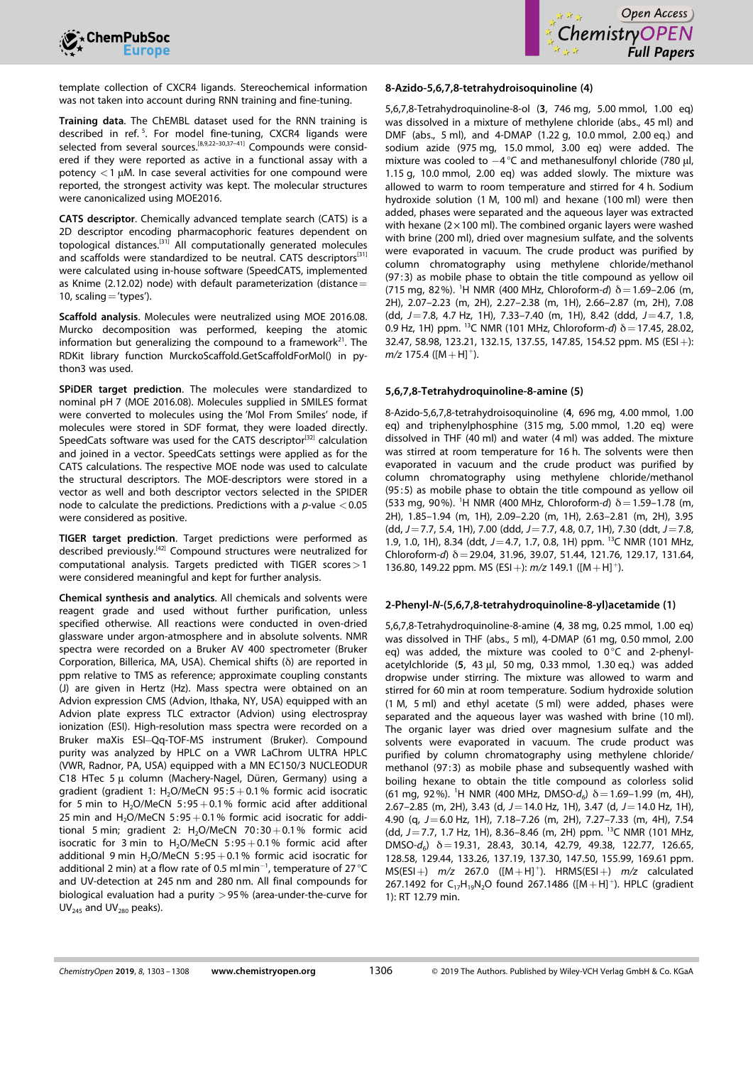template collection of CXCR4 ligands. Stereochemical information was not taken into account during RNN training and fine-tuning.

**Training data**. The ChEMBL dataset used for the RNN training is described in ref. [5]. For model fine-tuning, CXCR4 ligands were selected from several sources.[8,9,22–30,37–41] Compounds were considered if they were reported as active in a functional assay with a potency < 1 μM. In case several activities for one compound were reported, the strongest activity was kept. The molecular structures were canonicalized using MOE2016.

**CATS descriptor**. Chemically advanced template search (CATS) is a 2D descriptor encoding pharmacophoric features dependent on topological distances.[31] All computationally generated molecules and scaffolds were standardized to be neutral. CATS descriptors[31] were calculated using in-house software (SpeedCATS, implemented as Knime (2.12.02) node) with default parameterization (distance = 10, scaling = 'types').

**Scaffold analysis**. Molecules were neutralized using MOE 2016.08. Murcko decomposition was performed, keeping the atomic information but generalizing the compound to a framework[21]. The RDKit library function MurckoScaffold.GetScaffoldForMol() in python3 was used.

**SPiDER target prediction**. The molecules were standardized to nominal pH 7 (MOE 2016.08). Molecules supplied in SMILES format were converted to molecules using the 'Mol From Smiles' node, if molecules were stored in SDF format, they were loaded directly. SpeedCats software was used for the CATS descriptor[32] calculation and joined in a vector. SpeedCats settings were applied as for the CATS calculations. The respective MOE node was used to calculate the structural descriptors. The MOE-descriptors were stored in a vector as well and both descriptor vectors selected in the SPIDER node to calculate the predictions. Predictions with a *p*-value < 0.05 were considered as positive.

**TIGER target prediction**. Target predictions were performed as described previously.[42] Compound structures were neutralized for computational analysis. Targets predicted with TIGER scores > 1 were considered meaningful and kept for further analysis.

**Chemical synthesis and analytics**. All chemicals and solvents were reagent grade and used without further purification, unless specified otherwise. All reactions were conducted in oven-dried glassware under argon-atmosphere and in absolute solvents. NMR spectra were recorded on a Bruker AV 400 spectrometer (Bruker Corporation, Billerica, MA, USA). Chemical shifts (δ) are reported in ppm relative to TMS as reference; approximate coupling constants (J) are given in Hertz (Hz). Mass spectra were obtained on an Advion expression CMS (Advion, Ithaka, NY, USA) equipped with an Advion plate express TLC extractor (Advion) using electrospray ionization (ESI). High-resolution mass spectra were recorded on a Bruker maXis ESI–Qq-TOF-MS instrument (Bruker). Compound purity was analyzed by HPLC on a VWR LaChrom ULTRA HPLC (VWR, Radnor, PA, USA) equipped with a MN EC150/3 NUCLEODUR C18 HTec 5 μ column (Machery-Nagel, Düren, Germany) using a gradient (gradient 1: $H_2O$/MeCN 95:5 + 0.1% formic acid isocratic for 5 min to $H_2O$/MeCN 5:95 + 0.1% formic acid after additional 25 min and $H_2O$/MeCN 5:95 + 0.1% formic acid isocratic for additional 5 min; gradient 2: $H_2O$/MeCN 70:30 + 0.1% formic acid isocratic for 3 min to $H_2O$/MeCN 5:95 + 0.1% formic acid after additional 9 min $H_2O$/MeCN 5:95 + 0.1% formic acid isocratic for additional 2 min) at a flow rate of 0.5 ml min$^{-1}$, temperature of 27 °C and UV-detection at 245 nm and 280 nm. All final compounds for biological evaluation had a purity > 95% (area-under-the-curve for $UV_{245}$ and $UV_{280}$ peaks).

### 8-Azido-5,6,7,8-tetrahydroisoquinoline (4)

5,6,7,8-Tetrahydroquinoline-8-ol (**3**, 746 mg, 5.00 mmol, 1.00 eq) was dissolved in a mixture of methylene chloride (abs., 45 ml) and DMF (abs., 5 ml), and 4-DMAP (1.22 g, 10.0 mmol, 2.00 eq.) and sodium azide (975 mg, 15.0 mmol, 3.00 eq) were added. The mixture was cooled to −4 °C and methanesulfonyl chloride (780 μl, 1.15 g, 10.0 mmol, 2.00 eq) was added slowly. The mixture was allowed to warm to room temperature and stirred for 4 h. Sodium hydroxide solution (1 M, 100 ml) and hexane (100 ml) were then added, phases were separated and the aqueous layer was extracted with hexane (2 × 100 ml). The combined organic layers were washed with brine (200 ml), dried over magnesium sulfate, and the solvents were evaporated in vacuum. The crude product was purified by column chromatography using methylene chloride/methanol (97:3) as mobile phase to obtain the title compound as yellow oil (715 mg, 82%). $^1$H NMR (400 MHz, Chloroform-*d*) δ = 1.69–2.06 (m, 2H), 2.07–2.23 (m, 2H), 2.27–2.38 (m, 1H), 2.66–2.87 (m, 2H), 7.08 (dd, *J* = 7.8, 4.7 Hz, 1H), 7.33–7.40 (m, 1H), 8.42 (ddd, *J* = 4.7, 1.8, 0.9 Hz, 1H) ppm. $^{13}$C NMR (101 MHz, Chloroform-*d*) δ = 17.45, 28.02, 32.47, 58.98, 123.21, 132.15, 137.55, 147.85, 154.52 ppm. MS (ESI+): *m/z* 175.4 ($[M+H]^+$).

### 5,6,7,8-Tetrahydroquinoline-8-amine (5)

8-Azido-5,6,7,8-tetrahydroisoquinoline (**4**, 696 mg, 4.00 mmol, 1.00 eq) and triphenylphosphine (315 mg, 5.00 mmol, 1.20 eq) were dissolved in THF (40 ml) and water (4 ml) was added. The mixture was stirred at room temperature for 16 h. The solvents were then evaporated in vacuum and the crude product was purified by column chromatography using methylene chloride/methanol (95:5) as mobile phase to obtain the title compound as yellow oil (533 mg, 90%). $^1$H NMR (400 MHz, Chloroform-*d*) δ = 1.59–1.78 (m, 2H), 1.85–1.94 (m, 1H), 2.09–2.20 (m, 1H), 2.63–2.81 (m, 2H), 3.95 (dd, *J* = 7.7, 5.4, 1H), 7.00 (ddd, *J* = 7.7, 4.8, 0.7, 1H), 7.30 (ddt, *J* = 7.8, 1.9, 1.0, 1H), 8.34 (ddt, *J* = 4.7, 1.7, 0.8, 1H) ppm. $^{13}$C NMR (101 MHz, Chloroform-*d*) δ = 29.04, 31.96, 39.07, 51.44, 121.76, 129.17, 131.64, 136.80, 149.22 ppm. MS (ESI+): *m/z* 149.1 ($[M+H]^+$).

### 2-Phenyl-*N*-(5,6,7,8-tetrahydroquinoline-8-yl)acetamide (1)

5,6,7,8-Tetrahydroquinoline-8-amine (**4**, 38 mg, 0.25 mmol, 1.00 eq) was dissolved in THF (abs., 5 ml), 4-DMAP (61 mg, 0.50 mmol, 2.00 eq) was added, the mixture was cooled to 0 °C and 2-phenylacetylchloride (**5**, 43 μl, 50 mg, 0.33 mmol, 1.30 eq.) was added dropwise under stirring. The mixture was allowed to warm and stirred for 60 min at room temperature. Sodium hydroxide solution (1 M, 5 ml) and ethyl acetate (5 ml) were added, phases were separated and the aqueous layer was washed with brine (10 ml). The organic layer was dried over magnesium sulfate and the solvents were evaporated in vacuum. The crude product was purified by column chromatography using methylene chloride/methanol (97:3) as mobile phase and subsequently washed with boiling hexane to obtain the title compound as colorless solid (61 mg, 92%). $^1$H NMR (400 MHz, DMSO-$d_6$) δ = 1.69–1.99 (m, 4H), 2.67–2.85 (m, 2H), 3.43 (d, *J* = 14.0 Hz, 1H), 3.47 (d, *J* = 14.0 Hz, 1H), 4.90 (q, *J* = 6.0 Hz, 1H), 7.18–7.26 (m, 2H), 7.27–7.33 (m, 4H), 7.54 (dd, *J* = 7.7, 1.7 Hz, 1H), 8.36–8.46 (m, 2H) ppm. $^{13}$C NMR (101 MHz, DMSO-$d_6$) δ = 19.31, 28.43, 30.14, 42.79, 49.38, 122.77, 126.65, 128.58, 129.44, 133.26, 137.19, 137.30, 147.50, 155.99, 169.61 ppm. MS(ESI+) *m/z* 267.0 ($[M+H]^+$). HRMS(ESI+) *m/z* calculated 267.1492 for $C_{17}H_{19}N_2O$ found 267.1486 ($[M+H]^+$). HPLC (gradient 1): RT 12.79 min.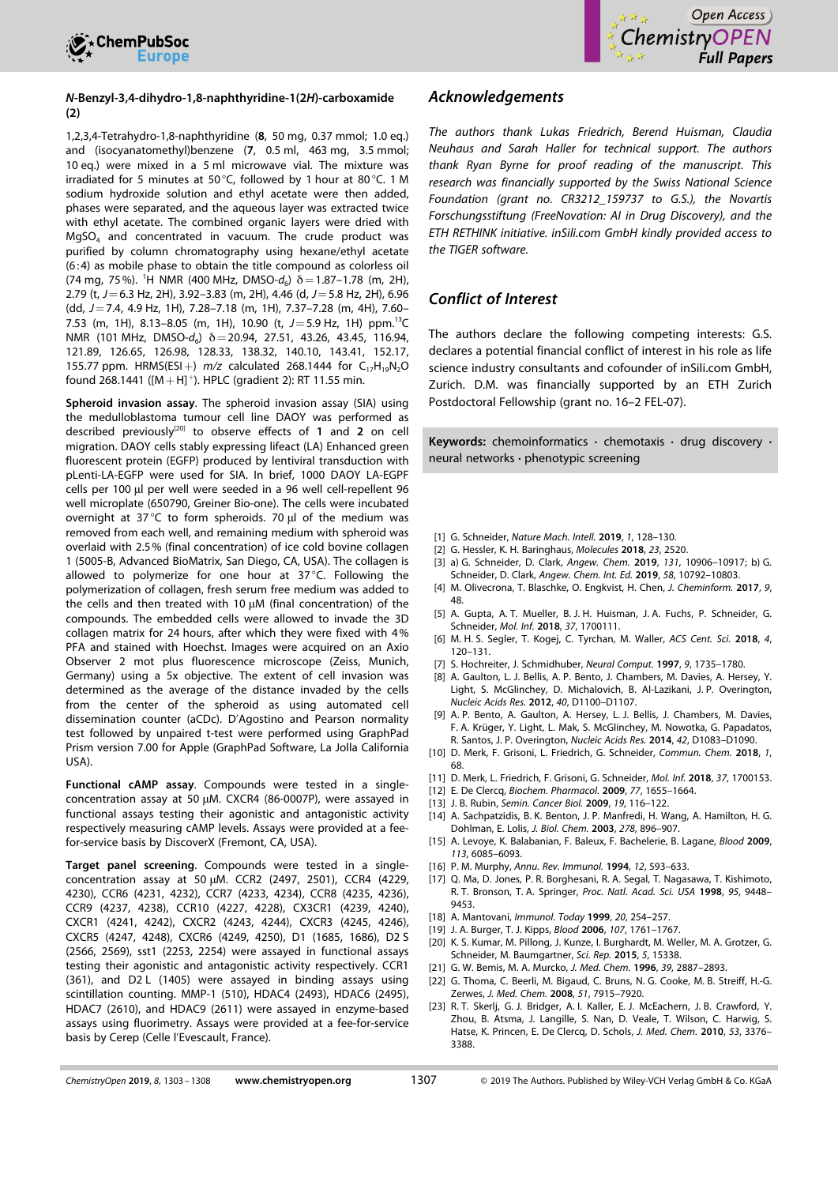#### *N*-Benzyl-3,4-dihydro-1,8-naphthyridine-1(2*H*)-carboxamide (2)

1,2,3,4-Tetrahydro-1,8-naphthyridine (**8**, 50 mg, 0.37 mmol; 1.0 eq.) and (isocyanatomethyl)benzene (**7**, 0.5 ml, 463 mg, 3.5 mmol; 10 eq.) were mixed in a 5 ml microwave vial. The mixture was irradiated for 5 minutes at 50 °C, followed by 1 hour at 80 °C. 1 M sodium hydroxide solution and ethyl acetate were then added, phases were separated, and the aqueous layer was extracted twice with ethyl acetate. The combined organic layers were dried with $MgSO_4$ and concentrated in vacuum. The crude product was purified by column chromatography using hexane/ethyl acetate (6:4) as mobile phase to obtain the title compound as colorless oil (74 mg, 75 %). $^1$H NMR (400 MHz, DMSO-$d_6$) δ = 1.87–1.78 (m, 2H), 2.79 (t, $J$ = 6.3 Hz, 2H), 3.92–3.83 (m, 2H), 4.46 (d, $J$ = 5.8 Hz, 2H), 6.96 (dd, $J$ = 7.4, 4.9 Hz, 1H), 7.28–7.18 (m, 1H), 7.37–7.28 (m, 4H), 7.60–7.53 (m, 1H), 8.13–8.05 (m, 1H), 10.90 (t, $J$ = 5.9 Hz, 1H) ppm. $^{13}$C NMR (101 MHz, DMSO-$d_6$) δ = 20.94, 27.51, 43.26, 43.45, 116.94, 121.89, 126.65, 126.98, 128.33, 138.32, 140.10, 143.41, 152.17, 155.77 ppm. HRMS(ESI+) *m/z* calculated 268.1444 for $C_{17}H_{19}N_2O$ found 268.1441 ($[M+H]^+$). HPLC (gradient 2): RT 11.55 min.

**Spheroid invasion assay**. The spheroid invasion assay (SIA) using the medulloblastoma tumour cell line DAOY was performed as described previously[20] to observe effects of **1** and **2** on cell migration. DAOY cells stably expressing lifeact (LA) Enhanced green fluorescent protein (EGFP) produced by lentiviral transduction with pLenti-LA-EGFP were used for SIA. In brief, 1000 DAOY LA-EGPF cells per 100 µl per well were seeded in a 96 well cell-repellent 96 well microplate (650790, Greiner Bio-one). The cells were incubated overnight at 37 °C to form spheroids. 70 µl of the medium was removed from each well, and remaining medium with spheroid was overlaid with 2.5 % (final concentration) of ice cold bovine collagen 1 (5005-B, Advanced BioMatrix, San Diego, CA, USA). The collagen is allowed to polymerize for one hour at 37 °C. Following the polymerization of collagen, fresh serum free medium was added to the cells and then treated with 10 µM (final concentration) of the compounds. The embedded cells were allowed to invade the 3D collagen matrix for 24 hours, after which they were fixed with 4 % PFA and stained with Hoechst. Images were acquired on an Axio Observer 2 mot plus fluorescence microscope (Zeiss, Munich, Germany) using a 5x objective. The extent of cell invasion was determined as the average of the distance invaded by the cells from the center of the spheroid as using automated cell dissemination counter (aCDc). D'Agostino and Pearson normality test followed by unpaired t-test were performed using GraphPad Prism version 7.00 for Apple (GraphPad Software, La Jolla California USA).

**Functional cAMP assay**. Compounds were tested in a single-concentration assay at 50 µM. CXCR4 (86-0007P), were assayed in functional assays testing their agonistic and antagonistic activity respectively measuring cAMP levels. Assays were provided at a fee-for-service basis by DiscoverX (Fremont, CA, USA).

**Target panel screening**. Compounds were tested in a single-concentration assay at 50 µM. CCR2 (2497, 2501), CCR4 (4229, 4230), CCR6 (4231, 4232), CCR7 (4233, 4234), CCR8 (4235, 4236), CCR9 (4237, 4238), CCR10 (4227, 4228), CX3CR1 (4239, 4240), CXCR1 (4241, 4242), CXCR2 (4243, 4244), CXCR3 (4245, 4246), CXCR5 (4247, 4248), CXCR6 (4249, 4250), D1 (1685, 1686), D2 S (2566, 2569), sst1 (2253, 2254) were assayed in functional assays testing their agonistic and antagonistic activity respectively. CCR1 (361), and D2 L (1405) were assayed in binding assays using scintillation counting. MMP-1 (510), HDAC4 (2493), HDAC6 (2495), HDAC7 (2610), and HDAC9 (2611) were assayed in enzyme-based assays using fluorimetry. Assays were provided at a fee-for-service basis by Cerep (Celle l'Evescault, France).

## Acknowledgements

*The authors thank Lukas Friedrich, Berend Huisman, Claudia Neuhaus and Sarah Haller for technical support. The authors thank Ryan Byrne for proof reading of the manuscript. This research was financially supported by the Swiss National Science Foundation (grant no. CR3212_159737 to G.S.), the Novartis Forschungsstiftung (FreeNovation: AI in Drug Discovery), and the ETH RETHINK initiative. inSili.com GmbH kindly provided access to the TIGER software.*

## Conflict of Interest

The authors declare the following competing interests: G.S. declares a potential financial conflict of interest in his role as life science industry consultants and cofounder of inSili.com GmbH, Zurich. D.M. was financially supported by an ETH Zurich Postdoctoral Fellowship (grant no. 16–2 FEL-07).

**Keywords:** chemoinformatics · chemotaxis · drug discovery · neural networks · phenotypic screening

[1] G. Schneider, *Nature Mach. Intell.* **2019**, *1*, 128–130.
[2] G. Hessler, K. H. Baringhaus, *Molecules* **2018**, *23*, 2520.
[3] a) G. Schneider, D. Clark, *Angew. Chem.* **2019**, *131*, 10906–10917; b) G. Schneider, D. Clark, *Angew. Chem. Int. Ed.* **2019**, *58*, 10792–10803.
[4] M. Olivecrona, T. Blaschke, O. Engkvist, H. Chen, *J. Cheminform.* **2017**, *9*, 48.
[5] A. Gupta, A. T. Mueller, B. J. H. Huisman, J. A. Fuchs, P. Schneider, G. Schneider, *Mol. Inf.* **2018**, *37*, 1700111.
[6] M. H. S. Segler, T. Kogej, C. Tyrchan, M. Waller, *ACS Cent. Sci.* **2018**, *4*, 120–131.
[7] S. Hochreiter, J. Schmidhuber, *Neural Comput.* **1997**, *9*, 1735–1780.
[8] A. Gaulton, L. J. Bellis, A. P. Bento, J. Chambers, M. Davies, A. Hersey, Y. Light, S. McGlinchey, D. Michalovich, B. Al-Lazikani, J. P. Overington, *Nucleic Acids Res.* **2012**, *40*, D1100–D1107.
[9] A. P. Bento, A. Gaulton, A. Hersey, L. J. Bellis, J. Chambers, M. Davies, F. A. Krüger, Y. Light, L. Mak, S. McGlinchey, M. Nowotka, G. Papadatos, R. Santos, J. P. Overington, *Nucleic Acids Res.* **2014**, *42*, D1083–D1090.
[10] D. Merk, F. Grisoni, L. Friedrich, G. Schneider, *Commun. Chem.* **2018**, *1*, 68.
[11] D. Merk, L. Friedrich, F. Grisoni, G. Schneider, *Mol. Inf.* **2018**, *37*, 1700153.
[12] E. De Clercq, *Biochem. Pharmacol.* **2009**, *77*, 1655–1664.
[13] J. B. Rubin, *Semin. Cancer Biol.* **2009**, *19*, 116–122.
[14] A. Sachpatzidis, B. K. Benton, J. P. Manfredi, H. Wang, A. Hamilton, H. G. Dohlman, E. Lolis, *J. Biol. Chem.* **2003**, *278*, 896–907.
[15] A. Levoye, K. Balabanian, F. Baleux, F. Bachelerie, B. Lagane, *Blood* **2009**, *113*, 6085–6093.
[16] P. M. Murphy, *Annu. Rev. Immunol.* **1994**, *12*, 593–633.
[17] Q. Ma, D. Jones, P. R. Borghesani, R. A. Segal, T. Nagasawa, T. Kishimoto, R. T. Bronson, T. A. Springer, *Proc. Natl. Acad. Sci. USA* **1998**, *95*, 9448–9453.
[18] A. Mantovani, *Immunol. Today* **1999**, *20*, 254–257.
[19] J. A. Burger, T. J. Kipps, *Blood* **2006**, *107*, 1761–1767.
[20] K. S. Kumar, M. Pillong, J. Kunze, I. Burghardt, M. Weller, M. A. Grotzer, G. Schneider, M. Baumgartner, *Sci. Rep.* **2015**, *5*, 15338.
[21] G. W. Bemis, M. A. Murcko, *J. Med. Chem.* **1996**, *39*, 2887–2893.
[22] G. Thoma, C. Beerli, M. Bigaud, C. Bruns, N. G. Cooke, M. B. Streiff, H.-G. Zerwes, *J. Med. Chem.* **2008**, *51*, 7915–7920.
[23] R. T. Skerlj, G. J. Bridger, A. I. Kaller, E. J. McEachern, J. B. Crawford, Y. Zhou, B. Atsma, J. Langille, S. Nan, D. Veale, T. Wilson, C. Harwig, S. Hatse, K. Princen, E. De Clercq, D. Schols, *J. Med. Chem.* **2010**, *53*, 3376–3388.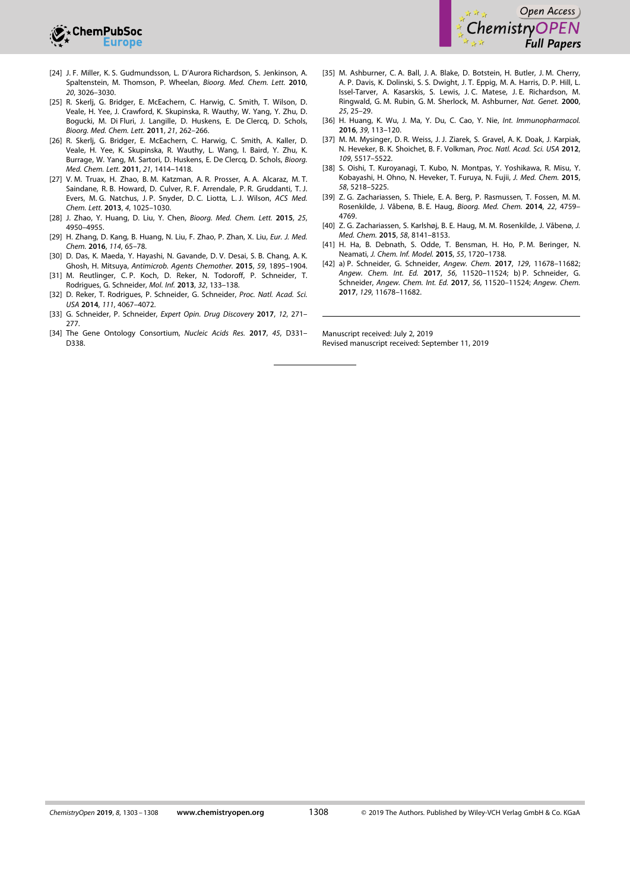[24] J. F. Miller, K. S. Gudmundsson, L. D'Aurora Richardson, S. Jenkinson, A. Spaltenstein, M. Thomson, P. Wheelan, *Bioorg. Med. Chem. Lett.* **2010**, *20*, 3026–3030.

[25] R. Skerlj, G. Bridger, E. McEachern, C. Harwig, C. Smith, T. Wilson, D. Veale, H. Yee, J. Crawford, K. Skupinska, R. Wauthy, W. Yang, Y. Zhu, D. Bogucki, M. Di Fluri, J. Langille, D. Huskens, E. De Clercq, D. Schols, *Bioorg. Med. Chem. Lett.* **2011**, *21*, 262–266.

[26] R. Skerlj, G. Bridger, E. McEachern, C. Harwig, C. Smith, A. Kaller, D. Veale, H. Yee, K. Skupinska, R. Wauthy, L. Wang, I. Baird, Y. Zhu, K. Burrage, W. Yang, M. Sartori, D. Huskens, E. De Clercq, D. Schols, *Bioorg. Med. Chem. Lett.* **2011**, *21*, 1414–1418.

[27] V. M. Truax, H. Zhao, B. M. Katzman, A. R. Prosser, A. A. Alcaraz, M. T. Saindane, R. B. Howard, D. Culver, R. F. Arrendale, P. R. Gruddanti, T. J. Evers, M. G. Natchus, J. P. Snyder, D. C. Liotta, L. J. Wilson, *ACS Med. Chem. Lett.* **2013**, *4*, 1025–1030.

[28] J. Zhao, Y. Huang, D. Liu, Y. Chen, *Bioorg. Med. Chem. Lett.* **2015**, *25*, 4950–4955.

[29] H. Zhang, D. Kang, B. Huang, N. Liu, F. Zhao, P. Zhan, X. Liu, *Eur. J. Med. Chem.* **2016**, *114*, 65–78.

[30] D. Das, K. Maeda, Y. Hayashi, N. Gavande, D. V. Desai, S. B. Chang, A. K. Ghosh, H. Mitsuya, *Antimicrob. Agents Chemother.* **2015**, *59*, 1895–1904.

[31] M. Reutlinger, C. P. Koch, D. Reker, N. Todoroff, P. Schneider, T. Rodrigues, G. Schneider, *Mol. Inf.* **2013**, *32*, 133–138.

[32] D. Reker, T. Rodrigues, P. Schneider, G. Schneider, *Proc. Natl. Acad. Sci. USA* **2014**, *111*, 4067–4072.

[33] G. Schneider, P. Schneider, *Expert Opin. Drug Discovery* **2017**, *12*, 271–277.

[34] The Gene Ontology Consortium, *Nucleic Acids Res.* **2017**, *45*, D331–D338.

[35] M. Ashburner, C. A. Ball, J. A. Blake, D. Botstein, H. Butler, J. M. Cherry, A. P. Davis, K. Dolinski, S. S. Dwight, J. T. Eppig, M. A. Harris, D. P. Hill, L. Issel-Tarver, A. Kasarskis, S. Lewis, J. C. Matese, J. E. Richardson, M. Ringwald, G. M. Rubin, G. M. Sherlock, M. Ashburner, *Nat. Genet.* **2000**, *25*, 25–29.

[36] H. Huang, K. Wu, J. Ma, Y. Du, C. Cao, Y. Nie, *Int. Immunopharmacol.* **2016**, *39*, 113–120.

[37] M. M. Mysinger, D. R. Weiss, J. J. Ziarek, S. Gravel, A. K. Doak, J. Karpiak, N. Heveker, B. K. Shoichet, B. F. Volkman, *Proc. Natl. Acad. Sci. USA* **2012**, *109*, 5517–5522.

[38] S. Oishi, T. Kuroyanagi, T. Kubo, N. Montpas, Y. Yoshikawa, R. Misu, Y. Kobayashi, H. Ohno, N. Heveker, T. Furuya, N. Fujii, *J. Med. Chem.* **2015**, *58*, 5218–5225.

[39] Z. G. Zachariassen, S. Thiele, E. A. Berg, P. Rasmussen, T. Fossen, M. M. Rosenkilde, J. Våbenø, B. E. Haug, *Bioorg. Med. Chem.* **2014**, *22*, 4759–4769.

[40] Z. G. Zachariassen, S. Karlshøj, B. E. Haug, M. M. Rosenkilde, J. Våbenø, *J. Med. Chem.* **2015**, *58*, 8141–8153.

[41] H. Ha, B. Debnath, S. Odde, T. Bensman, H. Ho, P. M. Beringer, N. Neamati, *J. Chem. Inf. Model.* **2015**, *55*, 1720–1738.

[42] a) P. Schneider, G. Schneider, *Angew. Chem.* **2017**, *129*, 11678–11682; *Angew. Chem. Int. Ed.* **2017**, *56*, 11520–11524; b) P. Schneider, G. Schneider, *Angew. Chem. Int. Ed.* **2017**, *56*, 11520–11524; *Angew. Chem.* **2017**, *129*, 11678–11682.

Manuscript received: July 2, 2019
Revised manuscript received: September 11, 2019